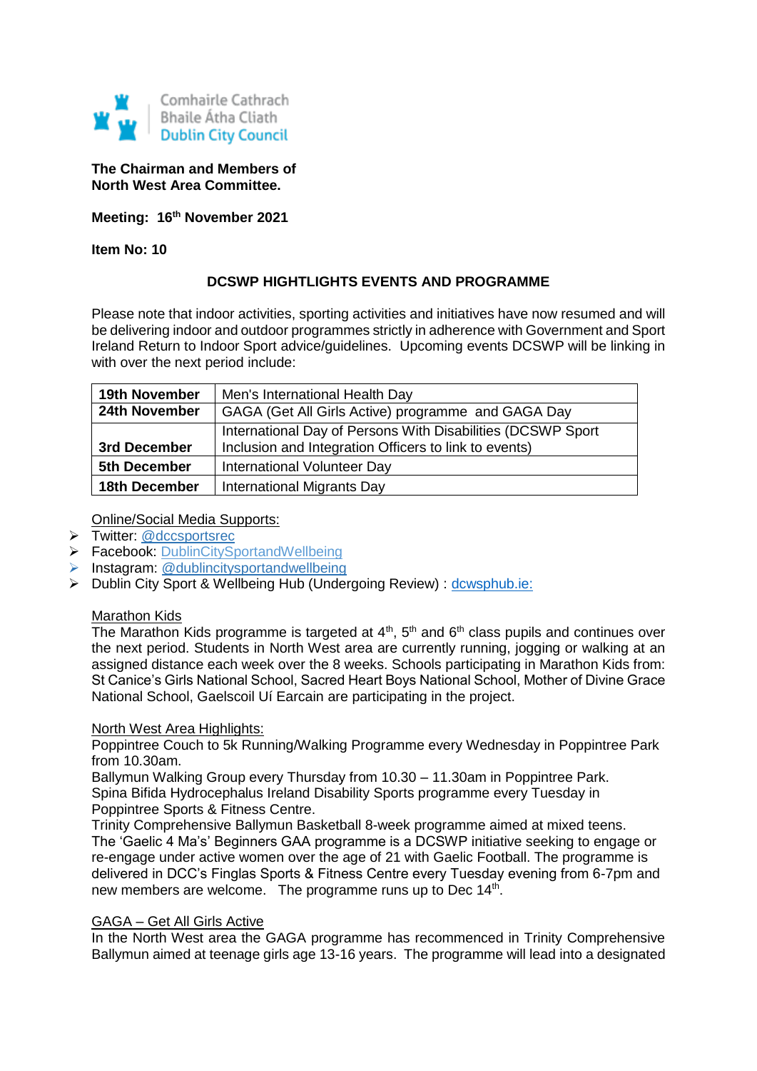Comhairle Cathrach
Bhaile Átha Cliath
Dublin City Council

**The Chairman and Members of**
**North West Area Committee.**

**Meeting: 16th November 2021**

**Item No: 10**

## DCSWP HIGHTLIGHTS EVENTS AND PROGRAMME

Please note that indoor activities, sporting activities and initiatives have now resumed and will be delivering indoor and outdoor programmes strictly in adherence with Government and Sport Ireland Return to Indoor Sport advice/guidelines. Upcoming events DCSWP will be linking in with over the next period include:

| | |
|---|---|
| **19th November** | Men's International Health Day |
| **24th November** | GAGA (Get All Girls Active) programme and GAGA Day |
| **3rd December** | International Day of Persons With Disabilities (DCSWP Sport Inclusion and Integration Officers to link to events) |
| **5th December** | International Volunteer Day |
| **18th December** | International Migrants Day |

Online/Social Media Supports:

- Twitter: @dccsportsrec
- Facebook: DublinCitySportandWellbeing
- Instagram: @dublincitysportandwellbeing
- Dublin City Sport & Wellbeing Hub (Undergoing Review) : dcwsphub.ie:

Marathon Kids

The Marathon Kids programme is targeted at 4th, 5th and 6th class pupils and continues over the next period. Students in North West area are currently running, jogging or walking at an assigned distance each week over the 8 weeks. Schools participating in Marathon Kids from: St Canice's Girls National School, Sacred Heart Boys National School, Mother of Divine Grace National School, Gaelscoil Uí Earcain are participating in the project.

North West Area Highlights:

Poppintree Couch to 5k Running/Walking Programme every Wednesday in Poppintree Park from 10.30am.
Ballymun Walking Group every Thursday from 10.30 – 11.30am in Poppintree Park.
Spina Bifida Hydrocephalus Ireland Disability Sports programme every Tuesday in Poppintree Sports & Fitness Centre.
Trinity Comprehensive Ballymun Basketball 8-week programme aimed at mixed teens.
The 'Gaelic 4 Ma's' Beginners GAA programme is a DCSWP initiative seeking to engage or re-engage under active women over the age of 21 with Gaelic Football. The programme is delivered in DCC's Finglas Sports & Fitness Centre every Tuesday evening from 6-7pm and new members are welcome. The programme runs up to Dec 14th.

GAGA – Get All Girls Active

In the North West area the GAGA programme has recommenced in Trinity Comprehensive Ballymun aimed at teenage girls age 13-16 years. The programme will lead into a designated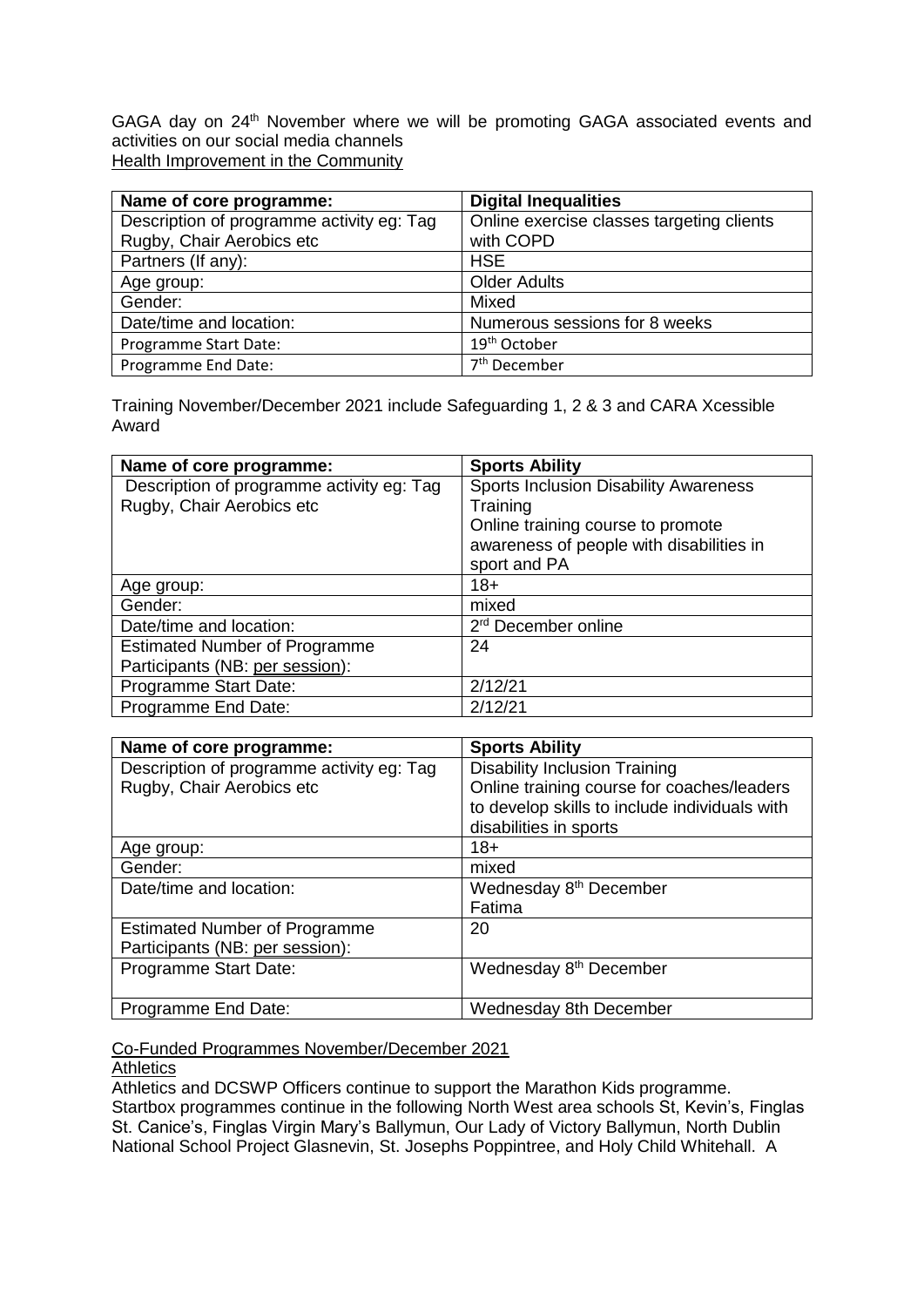GAGA day on 24th November where we will be promoting GAGA associated events and activities on our social media channels

Health Improvement in the Community

| Name of core programme: | Digital Inequalities |
| --- | --- |
| Description of programme activity eg: Tag Rugby, Chair Aerobics etc | Online exercise classes targeting clients with COPD |
| Partners (If any): | HSE |
| Age group: | Older Adults |
| Gender: | Mixed |
| Date/time and location: | Numerous sessions for 8 weeks |
| Programme Start Date: | 19th October |
| Programme End Date: | 7th December |

Training November/December 2021 include Safeguarding 1, 2 & 3 and CARA Xcessible Award

| Name of core programme: | Sports Ability |
| --- | --- |
| Description of programme activity eg: Tag Rugby, Chair Aerobics etc | Sports Inclusion Disability Awareness Training<br>Online training course to promote awareness of people with disabilities in sport and PA |
| Age group: | 18+ |
| Gender: | mixed |
| Date/time and location: | 2rd December online |
| Estimated Number of Programme Participants (NB: per session): | 24 |
| Programme Start Date: | 2/12/21 |
| Programme End Date: | 2/12/21 |

| Name of core programme: | Sports Ability |
| --- | --- |
| Description of programme activity eg: Tag Rugby, Chair Aerobics etc | Disability Inclusion Training<br>Online training course for coaches/leaders to develop skills to include individuals with disabilities in sports |
| Age group: | 18+ |
| Gender: | mixed |
| Date/time and location: | Wednesday 8th December<br>Fatima |
| Estimated Number of Programme Participants (NB: per session): | 20 |
| Programme Start Date: | Wednesday 8th December |
| Programme End Date: | Wednesday 8th December |

Co-Funded Programmes November/December 2021

Athletics

Athletics and DCSWP Officers continue to support the Marathon Kids programme.
Startbox programmes continue in the following North West area schools St, Kevin's, Finglas St. Canice's, Finglas Virgin Mary's Ballymun, Our Lady of Victory Ballymun, North Dublin National School Project Glasnevin, St. Josephs Poppintree, and Holy Child Whitehall. A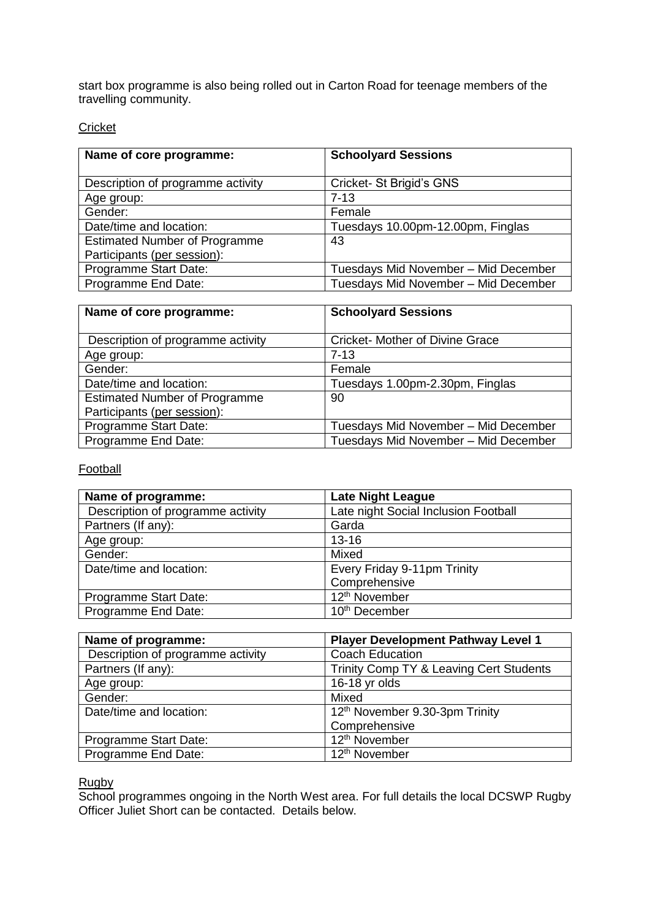start box programme is also being rolled out in Carton Road for teenage members of the travelling community.

Cricket

| **Name of core programme:** | **Schoolyard Sessions** |
| --- | --- |
| Description of programme activity | Cricket- St Brigid's GNS |
| Age group: | 7-13 |
| Gender: | Female |
| Date/time and location: | Tuesdays 10.00pm-12.00pm, Finglas |
| Estimated Number of Programme Participants (per session): | 43 |
| Programme Start Date: | Tuesdays Mid November – Mid December |
| Programme End Date: | Tuesdays Mid November – Mid December |

| **Name of core programme:** | **Schoolyard Sessions** |
| --- | --- |
| Description of programme activity | Cricket- Mother of Divine Grace |
| Age group: | 7-13 |
| Gender: | Female |
| Date/time and location: | Tuesdays 1.00pm-2.30pm, Finglas |
| Estimated Number of Programme Participants (per session): | 90 |
| Programme Start Date: | Tuesdays Mid November – Mid December |
| Programme End Date: | Tuesdays Mid November – Mid December |

Football

| **Name of programme:** | **Late Night League** |
| --- | --- |
| Description of programme activity | Late night Social Inclusion Football |
| Partners (If any): | Garda |
| Age group: | 13-16 |
| Gender: | Mixed |
| Date/time and location: | Every Friday 9-11pm Trinity Comprehensive |
| Programme Start Date: | 12th November |
| Programme End Date: | 10th December |

| **Name of programme:** | **Player Development Pathway Level 1** |
| --- | --- |
| Description of programme activity | Coach Education |
| Partners (If any): | Trinity Comp TY & Leaving Cert Students |
| Age group: | 16-18 yr olds |
| Gender: | Mixed |
| Date/time and location: | 12th November 9.30-3pm Trinity Comprehensive |
| Programme Start Date: | 12th November |
| Programme End Date: | 12th November |

Rugby

School programmes ongoing in the North West area. For full details the local DCSWP Rugby Officer Juliet Short can be contacted. Details below.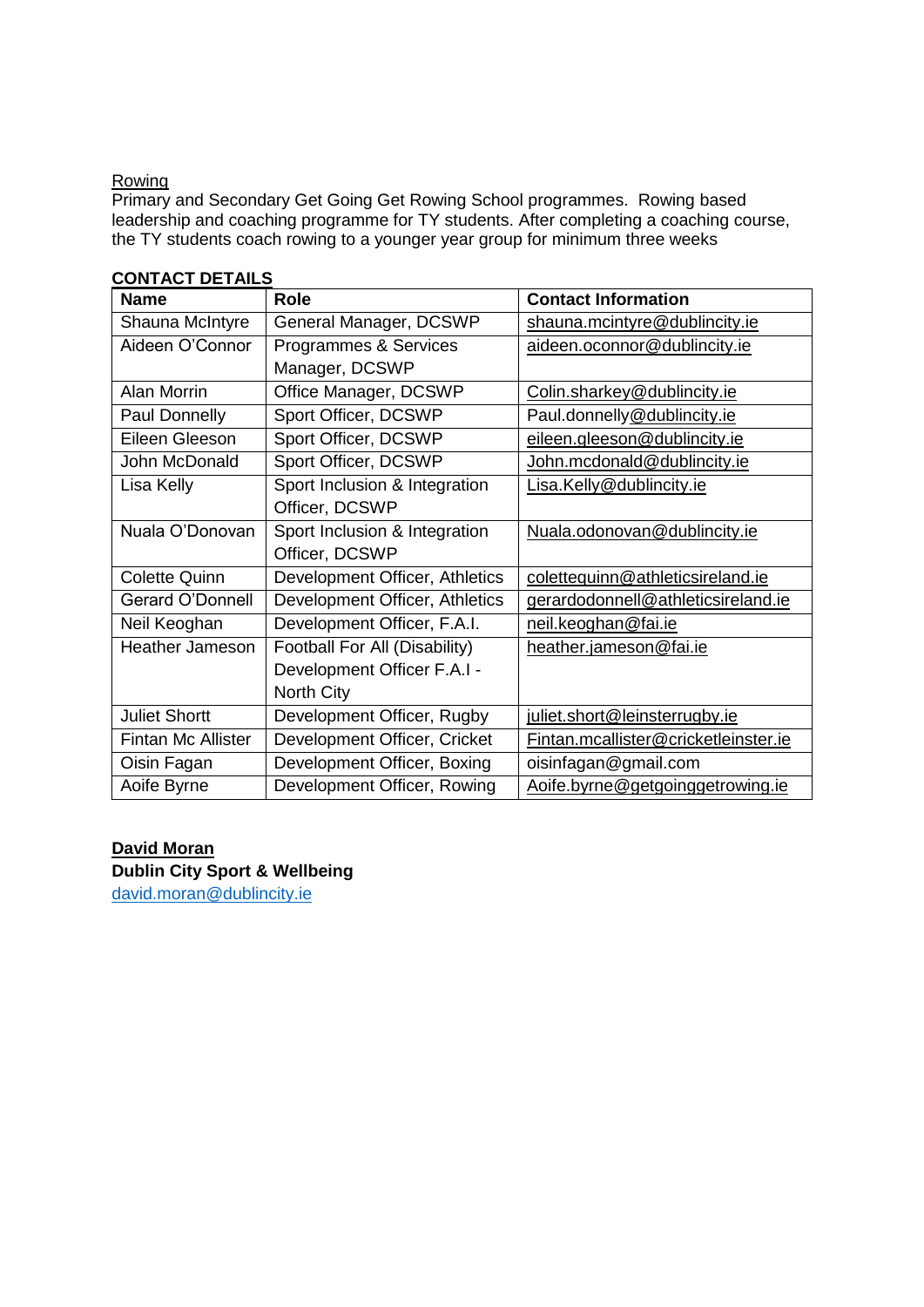Rowing

Primary and Secondary Get Going Get Rowing School programmes. Rowing based leadership and coaching programme for TY students. After completing a coaching course, the TY students coach rowing to a younger year group for minimum three weeks

**CONTACT DETAILS**

| Name | Role | Contact Information |
|---|---|---|
| Shauna McIntyre | General Manager, DCSWP | shauna.mcintyre@dublincity.ie |
| Aideen O'Connor | Programmes & Services Manager, DCSWP | aideen.oconnor@dublincity.ie |
| Alan Morrin | Office Manager, DCSWP | Colin.sharkey@dublincity.ie |
| Paul Donnelly | Sport Officer, DCSWP | Paul.donnelly@dublincity.ie |
| Eileen Gleeson | Sport Officer, DCSWP | eileen.gleeson@dublincity.ie |
| John McDonald | Sport Officer, DCSWP | John.mcdonald@dublincity.ie |
| Lisa Kelly | Sport Inclusion & Integration Officer, DCSWP | Lisa.Kelly@dublincity.ie |
| Nuala O'Donovan | Sport Inclusion & Integration Officer, DCSWP | Nuala.odonovan@dublincity.ie |
| Colette Quinn | Development Officer, Athletics | colettequinn@athleticsireland.ie |
| Gerard O'Donnell | Development Officer, Athletics | gerardodonnell@athleticsireland.ie |
| Neil Keoghan | Development Officer, F.A.I. | neil.keoghan@fai.ie |
| Heather Jameson | Football For All (Disability) Development Officer F.A.I - North City | heather.jameson@fai.ie |
| Juliet Shortt | Development Officer, Rugby | juliet.short@leinsterrugby.ie |
| Fintan Mc Allister | Development Officer, Cricket | Fintan.mcallister@cricketleinster.ie |
| Oisin Fagan | Development Officer, Boxing | oisinfagan@gmail.com |
| Aoife Byrne | Development Officer, Rowing | Aoife.byrne@getgoinggetrowing.ie |

**David Moran**
**Dublin City Sport & Wellbeing**
david.moran@dublincity.ie